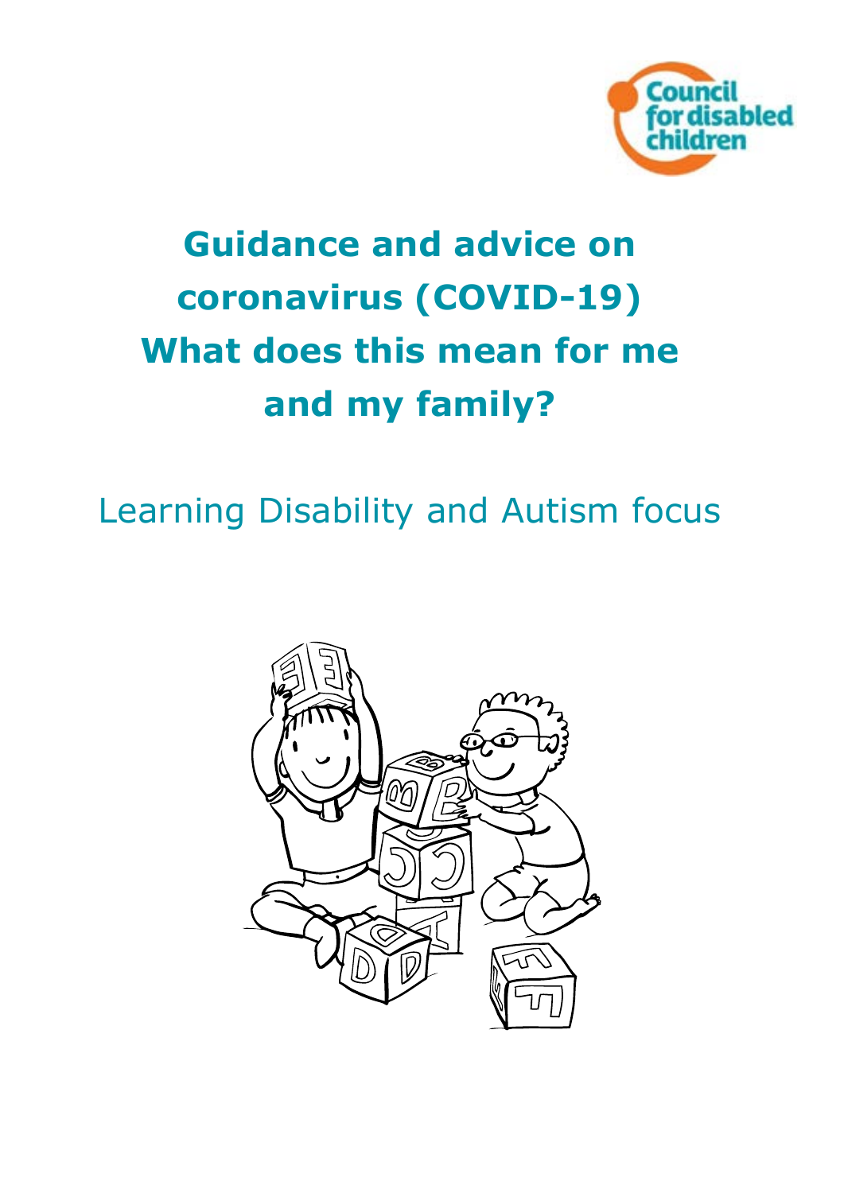Council for disabled children

# Guidance and advice on coronavirus (COVID-19) What does this mean for me and my family?

## Learning Disability and Autism focus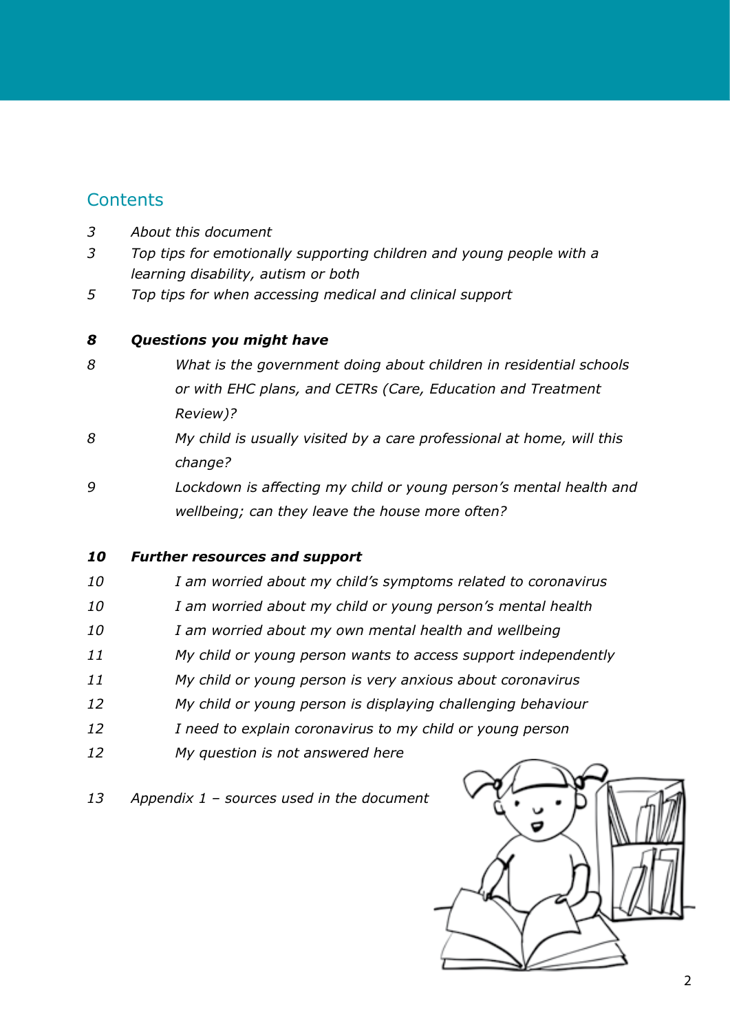## Contents

3 *About this document*

3 *Top tips for emotionally supporting children and young people with a learning disability, autism or both*

5 *Top tips for when accessing medical and clinical support*

***8 Questions you might have***

- 8 *What is the government doing about children in residential schools or with EHC plans, and CETRs (Care, Education and Treatment Review)?*
- 8 *My child is usually visited by a care professional at home, will this change?*
- 9 *Lockdown is affecting my child or young person's mental health and wellbeing; can they leave the house more often?*

***10 Further resources and support***

- 10 *I am worried about my child's symptoms related to coronavirus*
- 10 *I am worried about my child or young person's mental health*
- 10 *I am worried about my own mental health and wellbeing*
- 11 *My child or young person wants to access support independently*
- 11 *My child or young person is very anxious about coronavirus*
- 12 *My child or young person is displaying challenging behaviour*
- 12 *I need to explain coronavirus to my child or young person*
- 12 *My question is not answered here*

13 *Appendix 1 – sources used in the document*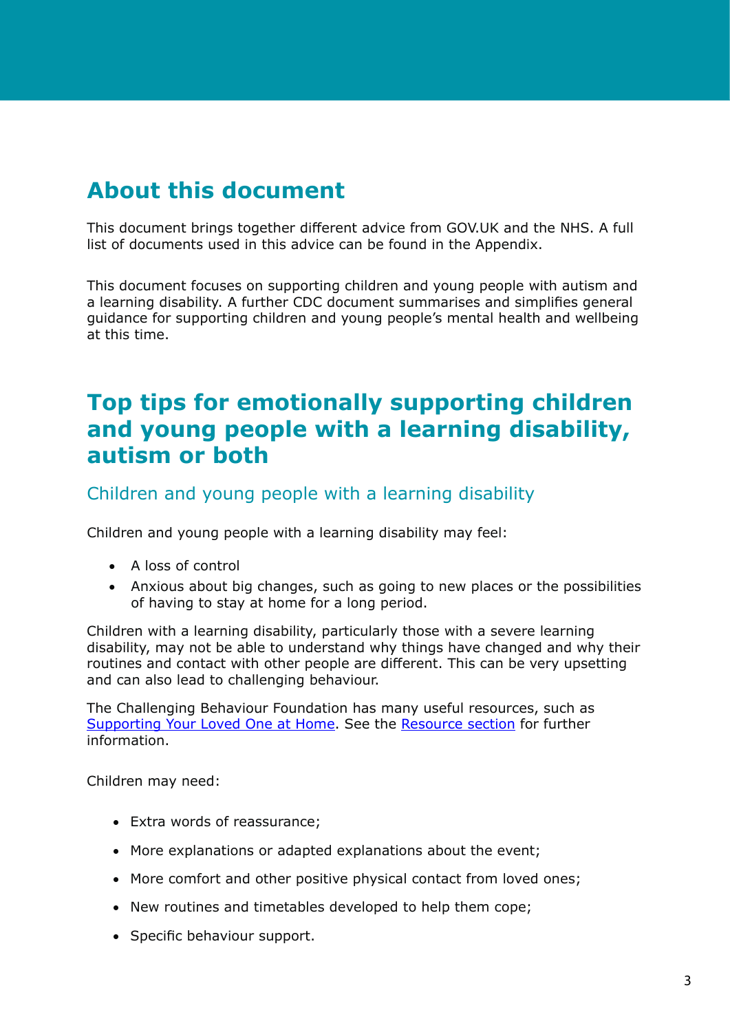## About this document

This document brings together different advice from GOV.UK and the NHS. A full list of documents used in this advice can be found in the Appendix.

This document focuses on supporting children and young people with autism and a learning disability. A further CDC document summarises and simplifies general guidance for supporting children and young people's mental health and wellbeing at this time.

## Top tips for emotionally supporting children and young people with a learning disability, autism or both

### Children and young people with a learning disability

Children and young people with a learning disability may feel:

- A loss of control
- Anxious about big changes, such as going to new places or the possibilities of having to stay at home for a long period.

Children with a learning disability, particularly those with a severe learning disability, may not be able to understand why things have changed and why their routines and contact with other people are different. This can be very upsetting and can also lead to challenging behaviour.

The Challenging Behaviour Foundation has many useful resources, such as Supporting Your Loved One at Home. See the Resource section for further information.

Children may need:

- Extra words of reassurance;
- More explanations or adapted explanations about the event;
- More comfort and other positive physical contact from loved ones;
- New routines and timetables developed to help them cope;
- Specific behaviour support.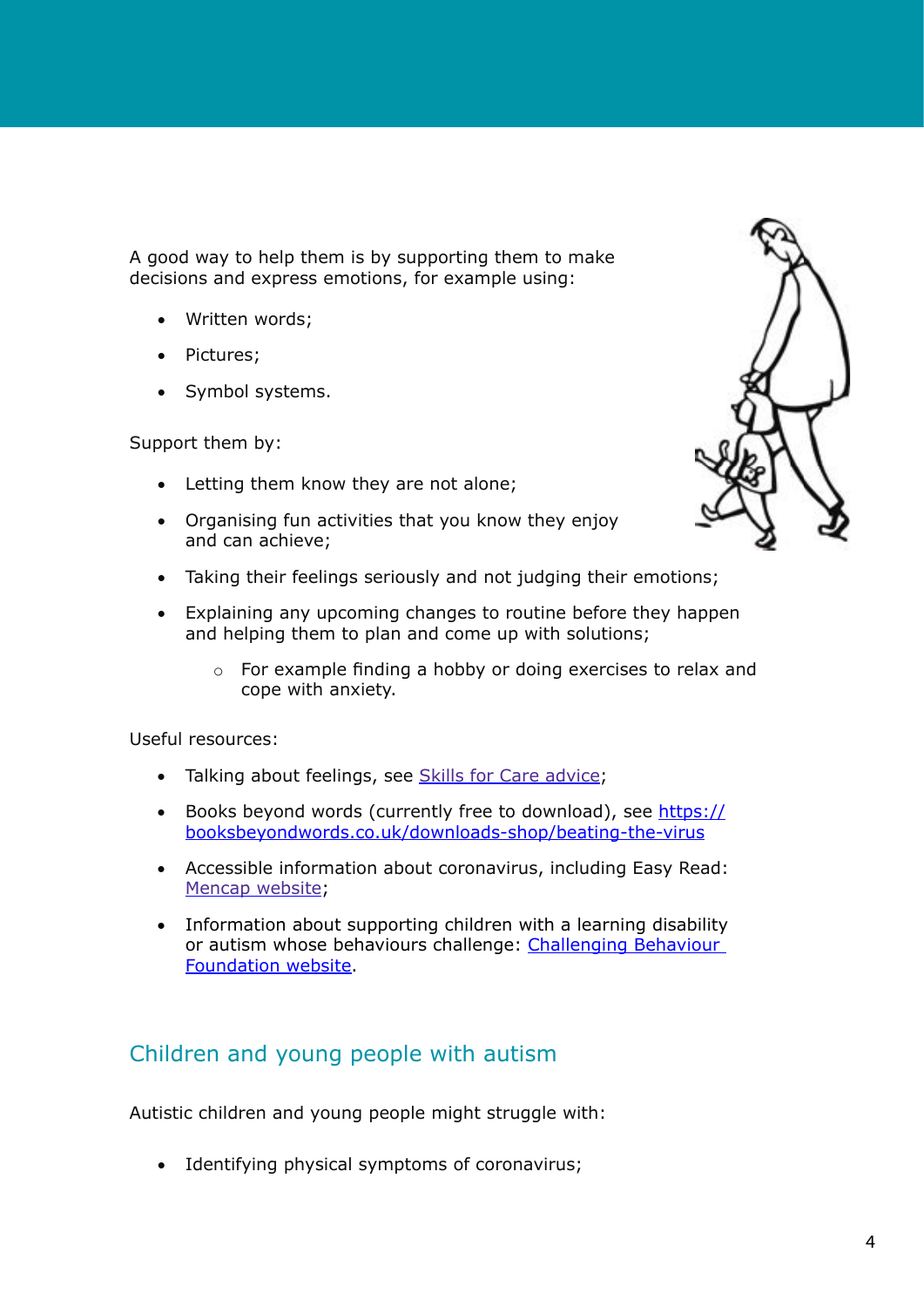A good way to help them is by supporting them to make decisions and express emotions, for example using:

- Written words;
- Pictures;
- Symbol systems.

Support them by:

- Letting them know they are not alone;
- Organising fun activities that you know they enjoy and can achieve;
- Taking their feelings seriously and not judging their emotions;
- Explaining any upcoming changes to routine before they happen and helping them to plan and come up with solutions;
    - For example finding a hobby or doing exercises to relax and cope with anxiety.

Useful resources:

- Talking about feelings, see [Skills for Care advice];
- Books beyond words (currently free to download), see https://booksbeyondwords.co.uk/downloads-shop/beating-the-virus
- Accessible information about coronavirus, including Easy Read: [Mencap website];
- Information about supporting children with a learning disability or autism whose behaviours challenge: [Challenging Behaviour Foundation website].

## Children and young people with autism

Autistic children and young people might struggle with:

- Identifying physical symptoms of coronavirus;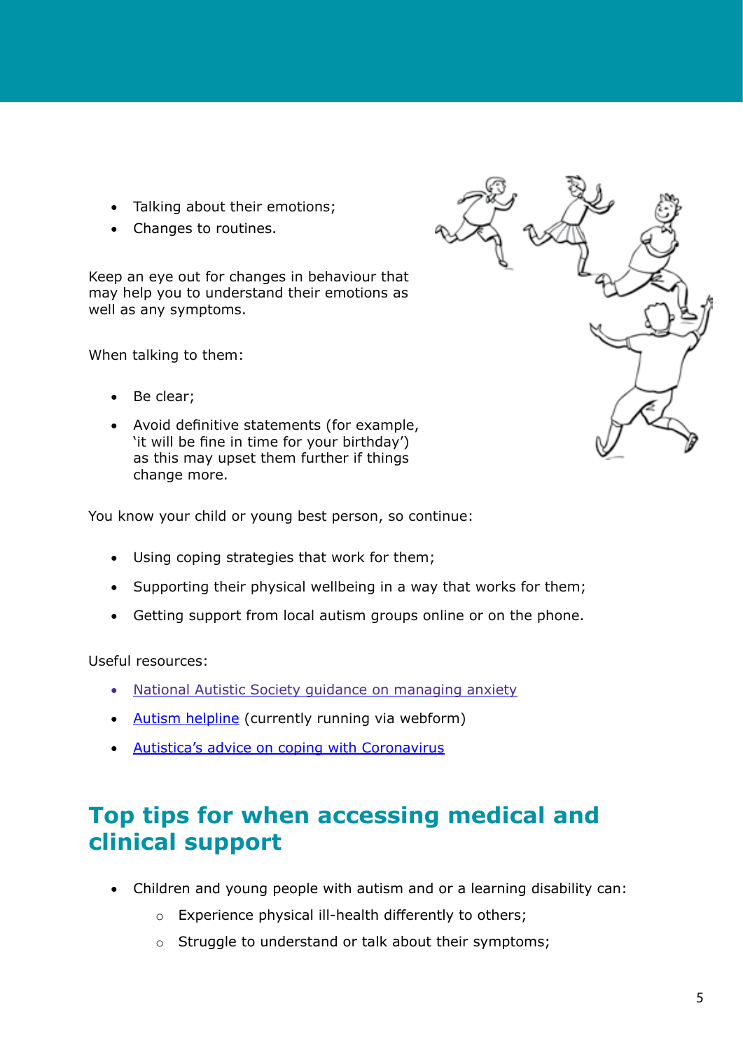- Talking about their emotions;
- Changes to routines.

Keep an eye out for changes in behaviour that may help you to understand their emotions as well as any symptoms.

When talking to them:

- Be clear;
- Avoid definitive statements (for example, 'it will be fine in time for your birthday') as this may upset them further if things change more.

You know your child or young best person, so continue:

- Using coping strategies that work for them;
- Supporting their physical wellbeing in a way that works for them;
- Getting support from local autism groups online or on the phone.

Useful resources:

- National Autistic Society guidance on managing anxiety
- Autism helpline (currently running via webform)
- Autistica's advice on coping with Coronavirus

## Top tips for when accessing medical and clinical support

- Children and young people with autism and or a learning disability can:
  - Experience physical ill-health differently to others;
  - Struggle to understand or talk about their symptoms;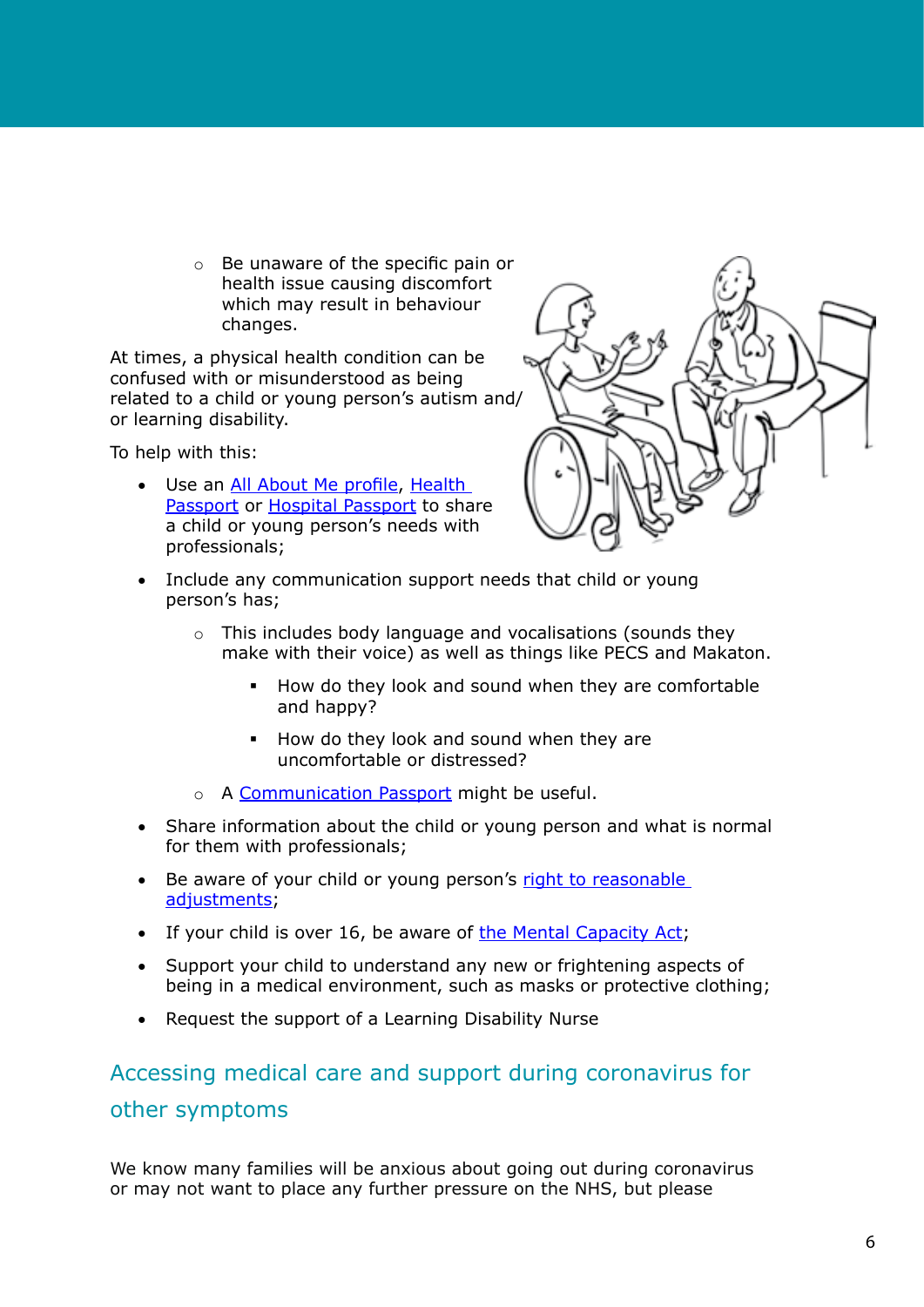- Be unaware of the specific pain or health issue causing discomfort which may result in behaviour changes.

At times, a physical health condition can be confused with or misunderstood as being related to a child or young person's autism and/or learning disability.

To help with this:

- Use an All About Me profile, Health Passport or Hospital Passport to share a child or young person's needs with professionals;
- Include any communication support needs that child or young person's has;
    - This includes body language and vocalisations (sounds they make with their voice) as well as things like PECS and Makaton.
        - How do they look and sound when they are comfortable and happy?
        - How do they look and sound when they are uncomfortable or distressed?
    - A Communication Passport might be useful.
- Share information about the child or young person and what is normal for them with professionals;
- Be aware of your child or young person's right to reasonable adjustments;
- If your child is over 16, be aware of the Mental Capacity Act;
- Support your child to understand any new or frightening aspects of being in a medical environment, such as masks or protective clothing;
- Request the support of a Learning Disability Nurse

## Accessing medical care and support during coronavirus for other symptoms

We know many families will be anxious about going out during coronavirus or may not want to place any further pressure on the NHS, but please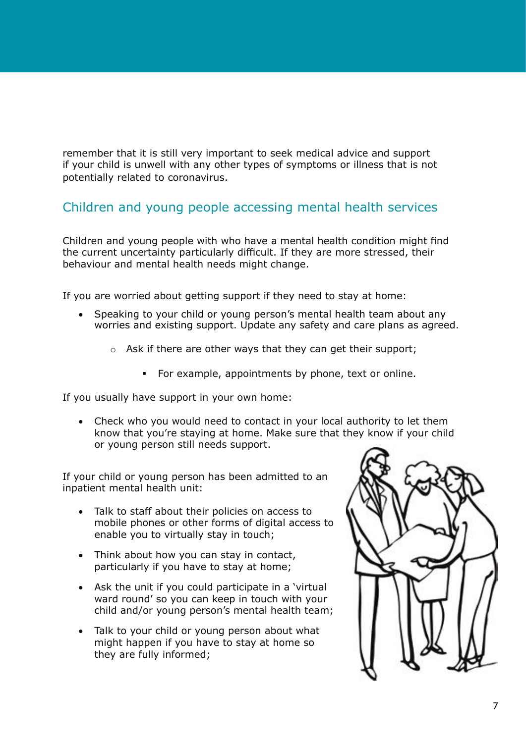remember that it is still very important to seek medical advice and support if your child is unwell with any other types of symptoms or illness that is not potentially related to coronavirus.

## Children and young people accessing mental health services

Children and young people with who have a mental health condition might find the current uncertainty particularly difficult. If they are more stressed, their behaviour and mental health needs might change.

If you are worried about getting support if they need to stay at home:

- Speaking to your child or young person's mental health team about any worries and existing support. Update any safety and care plans as agreed.
    - Ask if there are other ways that they can get their support;
        - For example, appointments by phone, text or online.

If you usually have support in your own home:

- Check who you would need to contact in your local authority to let them know that you're staying at home. Make sure that they know if your child or young person still needs support.

If your child or young person has been admitted to an inpatient mental health unit:

- Talk to staff about their policies on access to mobile phones or other forms of digital access to enable you to virtually stay in touch;
- Think about how you can stay in contact, particularly if you have to stay at home;
- Ask the unit if you could participate in a 'virtual ward round' so you can keep in touch with your child and/or young person's mental health team;
- Talk to your child or young person about what might happen if you have to stay at home so they are fully informed;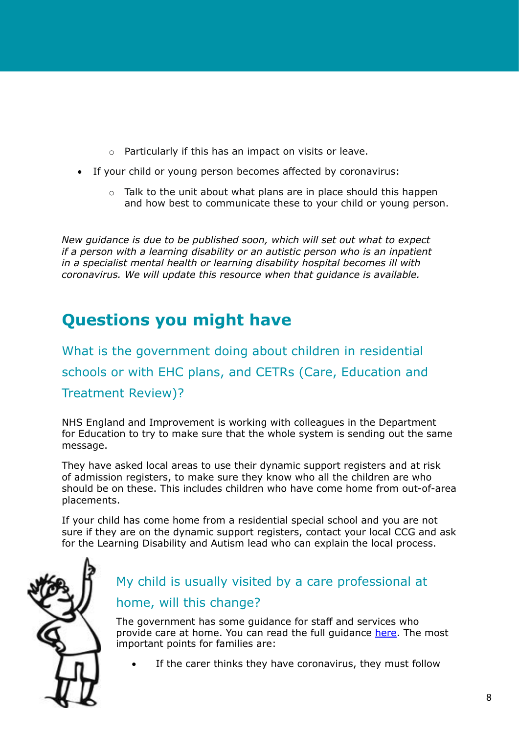- Particularly if this has an impact on visits or leave.
- If your child or young person becomes affected by coronavirus:
    - Talk to the unit about what plans are in place should this happen and how best to communicate these to your child or young person.

*New guidance is due to be published soon, which will set out what to expect if a person with a learning disability or an autistic person who is an inpatient in a specialist mental health or learning disability hospital becomes ill with coronavirus. We will update this resource when that guidance is available.*

## Questions you might have

### What is the government doing about children in residential schools or with EHC plans, and CETRs (Care, Education and Treatment Review)?

NHS England and Improvement is working with colleagues in the Department for Education to try to make sure that the whole system is sending out the same message.

They have asked local areas to use their dynamic support registers and at risk of admission registers, to make sure they know who all the children are who should be on these. This includes children who have come home from out-of-area placements.

If your child has come home from a residential special school and you are not sure if they are on the dynamic support registers, contact your local CCG and ask for the Learning Disability and Autism lead who can explain the local process.

### My child is usually visited by a care professional at home, will this change?

The government has some guidance for staff and services who provide care at home. You can read the full guidance here. The most important points for families are:

- If the carer thinks they have coronavirus, they must follow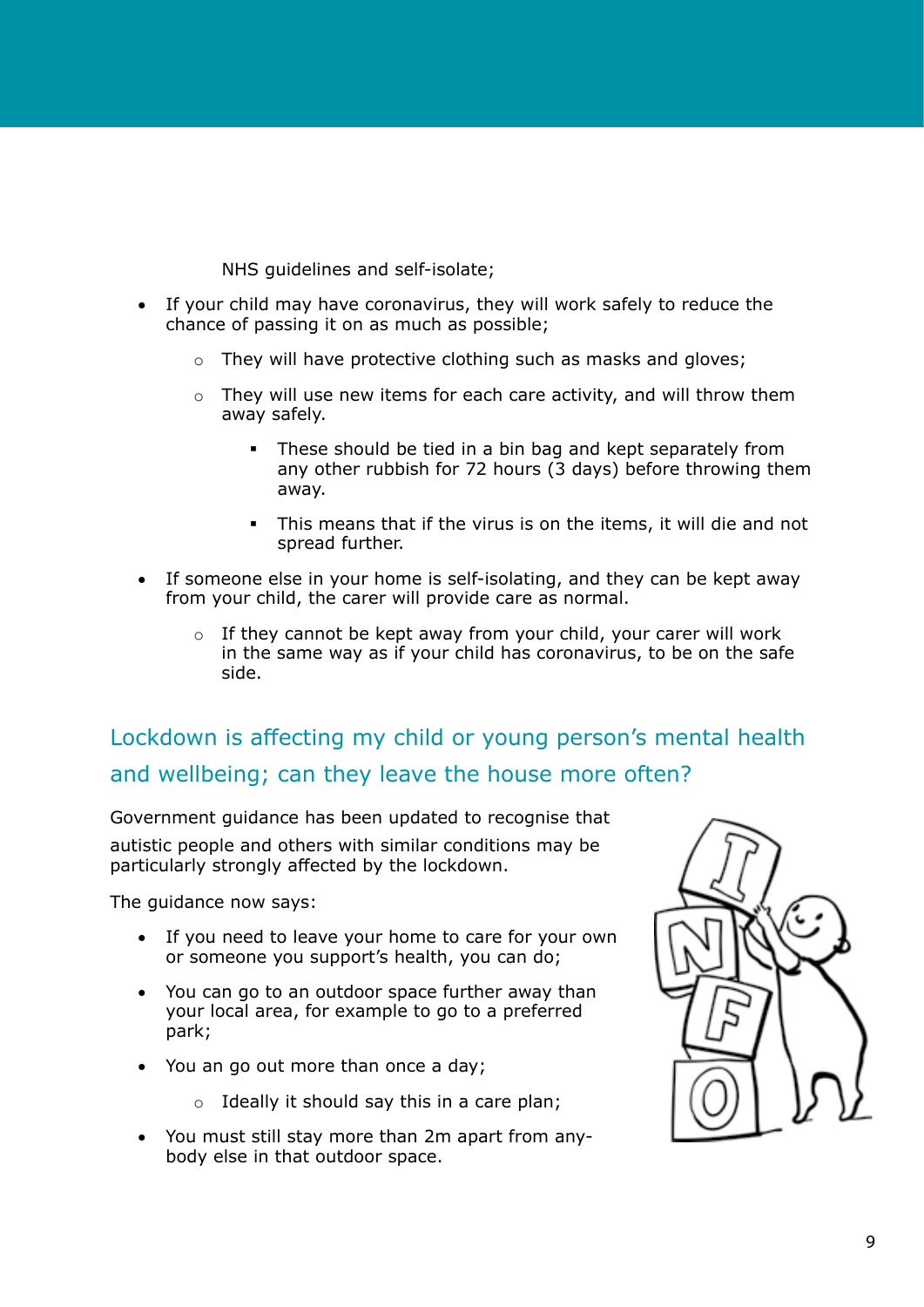NHS guidelines and self-isolate;

- If your child may have coronavirus, they will work safely to reduce the chance of passing it on as much as possible;
    - They will have protective clothing such as masks and gloves;
    - They will use new items for each care activity, and will throw them away safely.
        - These should be tied in a bin bag and kept separately from any other rubbish for 72 hours (3 days) before throwing them away.
        - This means that if the virus is on the items, it will die and not spread further.
- If someone else in your home is self-isolating, and they can be kept away from your child, the carer will provide care as normal.
    - If they cannot be kept away from your child, your carer will work in the same way as if your child has coronavirus, to be on the safe side.

## Lockdown is affecting my child or young person's mental health and wellbeing; can they leave the house more often?

Government guidance has been updated to recognise that autistic people and others with similar conditions may be particularly strongly affected by the lockdown.

The guidance now says:

- If you need to leave your home to care for your own or someone you support's health, you can do;
- You can go to an outdoor space further away than your local area, for example to go to a preferred park;
- You an go out more than once a day;
    - Ideally it should say this in a care plan;
- You must still stay more than 2m apart from any-body else in that outdoor space.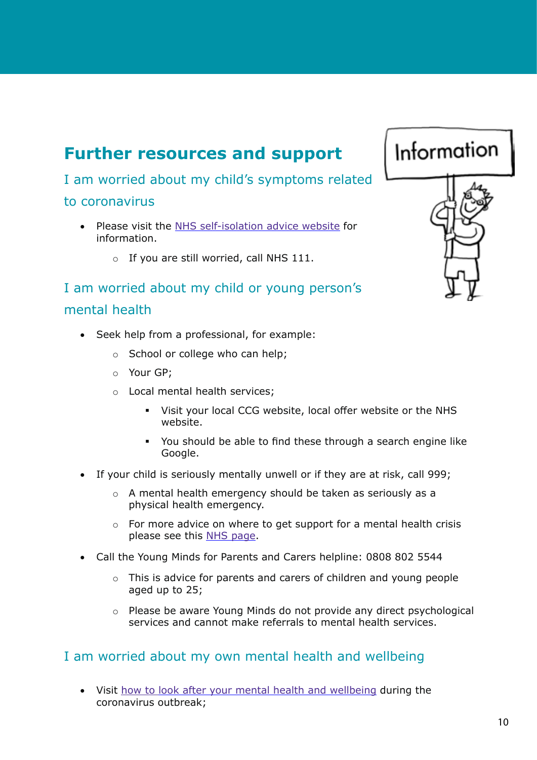## Further resources and support

### I am worried about my child's symptoms related to coronavirus

- Please visit the NHS self-isolation advice website for information.
  - If you are still worried, call NHS 111.

### I am worried about my child or young person's mental health

- Seek help from a professional, for example:
  - School or college who can help;
  - Your GP;
  - Local mental health services;
    - Visit your local CCG website, local offer website or the NHS website.
    - You should be able to find these through a search engine like Google.
- If your child is seriously mentally unwell or if they are at risk, call 999;
  - A mental health emergency should be taken as seriously as a physical health emergency.
  - For more advice on where to get support for a mental health crisis please see this NHS page.
- Call the Young Minds for Parents and Carers helpline: 0808 802 5544
  - This is advice for parents and carers of children and young people aged up to 25;
  - Please be aware Young Minds do not provide any direct psychological services and cannot make referrals to mental health services.

### I am worried about my own mental health and wellbeing

- Visit how to look after your mental health and wellbeing during the coronavirus outbreak;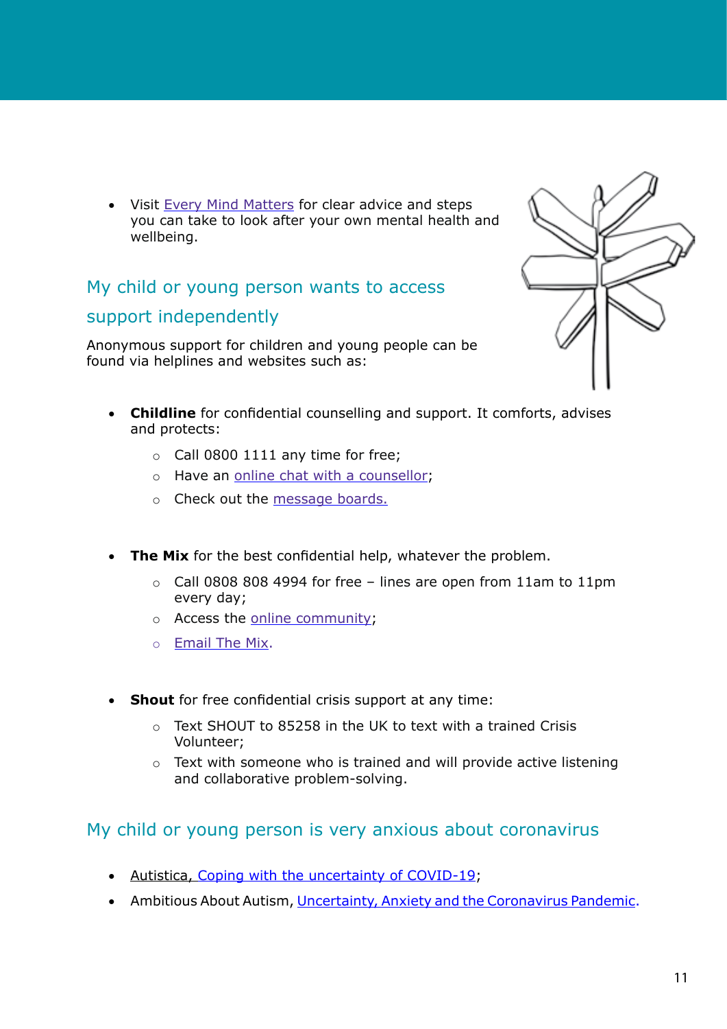- Visit Every Mind Matters for clear advice and steps you can take to look after your own mental health and wellbeing.

## My child or young person wants to access support independently

Anonymous support for children and young people can be found via helplines and websites such as:

- **Childline** for confidential counselling and support. It comforts, advises and protects:
    - Call 0800 1111 any time for free;
    - Have an online chat with a counsellor;
    - Check out the message boards.

- **The Mix** for the best confidential help, whatever the problem.
    - Call 0808 808 4994 for free – lines are open from 11am to 11pm every day;
    - Access the online community;
    - Email The Mix.

- **Shout** for free confidential crisis support at any time:
    - Text SHOUT to 85258 in the UK to text with a trained Crisis Volunteer;
    - Text with someone who is trained and will provide active listening and collaborative problem-solving.

## My child or young person is very anxious about coronavirus

- Autistica, Coping with the uncertainty of COVID-19;
- Ambitious About Autism, Uncertainty, Anxiety and the Coronavirus Pandemic.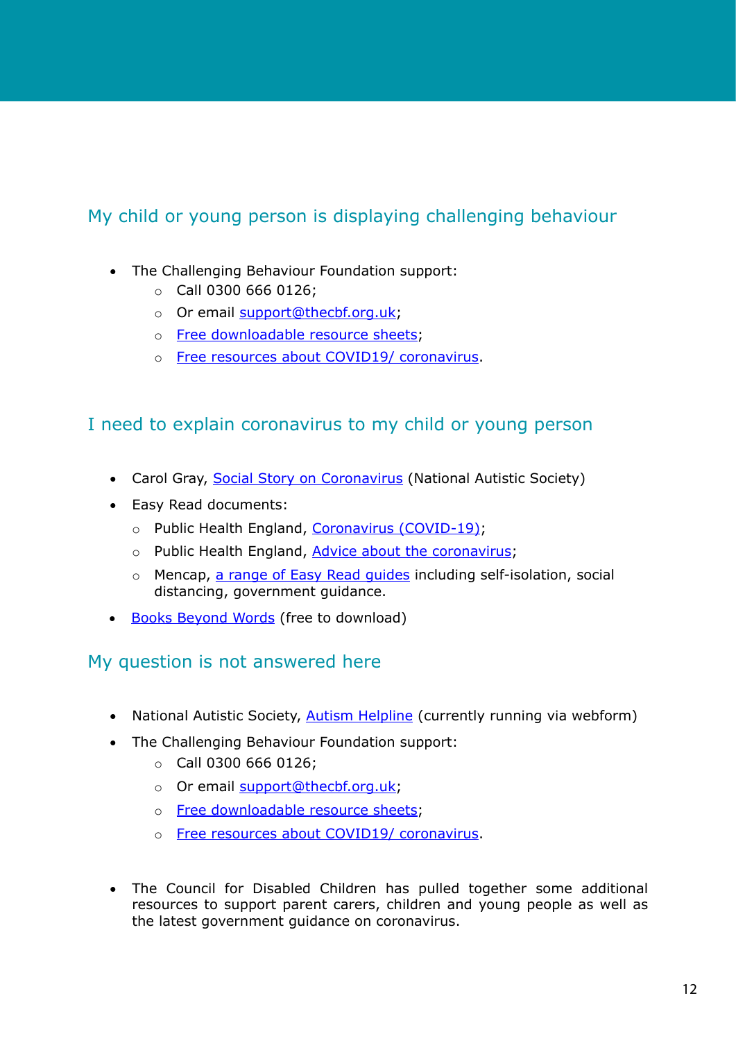## My child or young person is displaying challenging behaviour

- The Challenging Behaviour Foundation support:
  - Call 0300 666 0126;
  - Or email support@thecbf.org.uk;
  - Free downloadable resource sheets;
  - Free resources about COVID19/ coronavirus.

## I need to explain coronavirus to my child or young person

- Carol Gray, Social Story on Coronavirus (National Autistic Society)
- Easy Read documents:
  - Public Health England, Coronavirus (COVID-19);
  - Public Health England, Advice about the coronavirus;
  - Mencap, a range of Easy Read guides including self-isolation, social distancing, government guidance.
- Books Beyond Words (free to download)

## My question is not answered here

- National Autistic Society, Autism Helpline (currently running via webform)
- The Challenging Behaviour Foundation support:
  - Call 0300 666 0126;
  - Or email support@thecbf.org.uk;
  - Free downloadable resource sheets;
  - Free resources about COVID19/ coronavirus.

- The Council for Disabled Children has pulled together some additional resources to support parent carers, children and young people as well as the latest government guidance on coronavirus.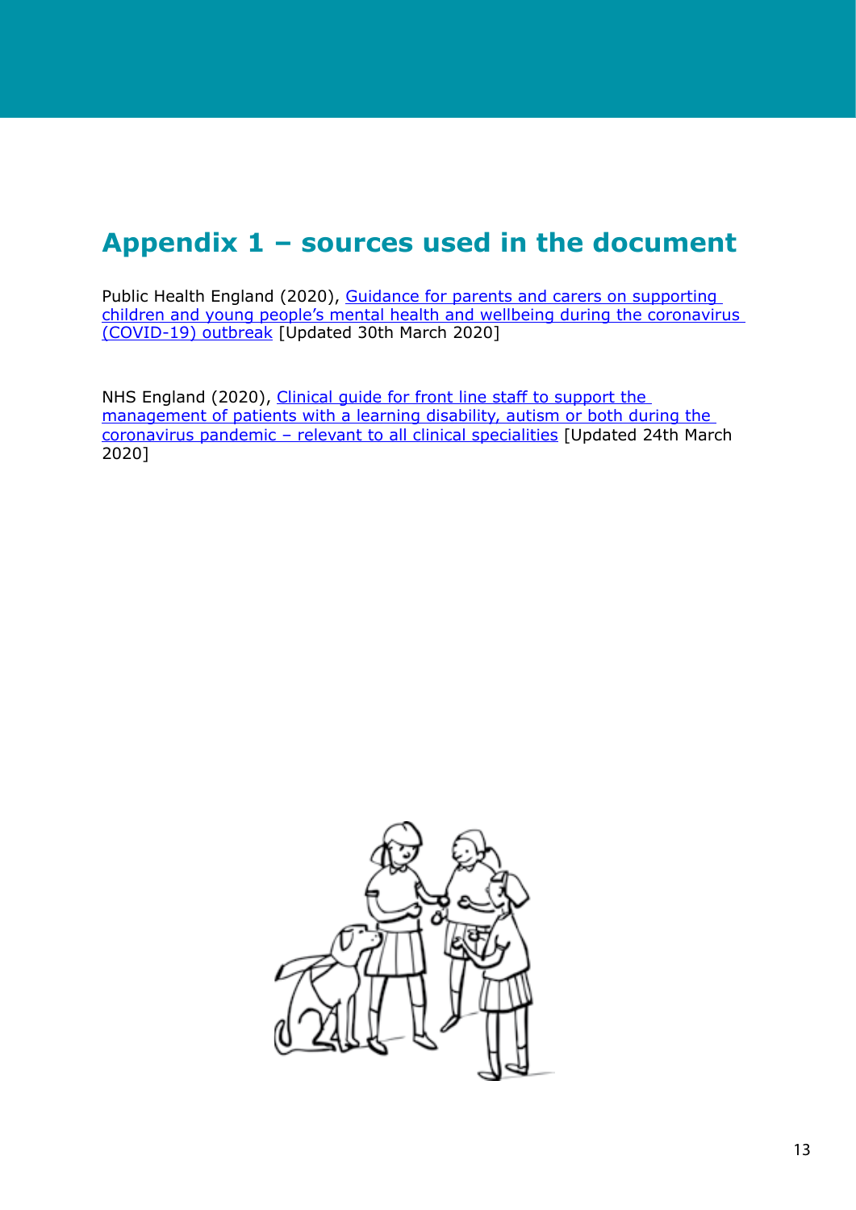# Appendix 1 – sources used in the document

Public Health England (2020), Guidance for parents and carers on supporting children and young people's mental health and wellbeing during the coronavirus (COVID-19) outbreak [Updated 30th March 2020]

NHS England (2020), Clinical guide for front line staff to support the management of patients with a learning disability, autism or both during the coronavirus pandemic – relevant to all clinical specialities [Updated 24th March 2020]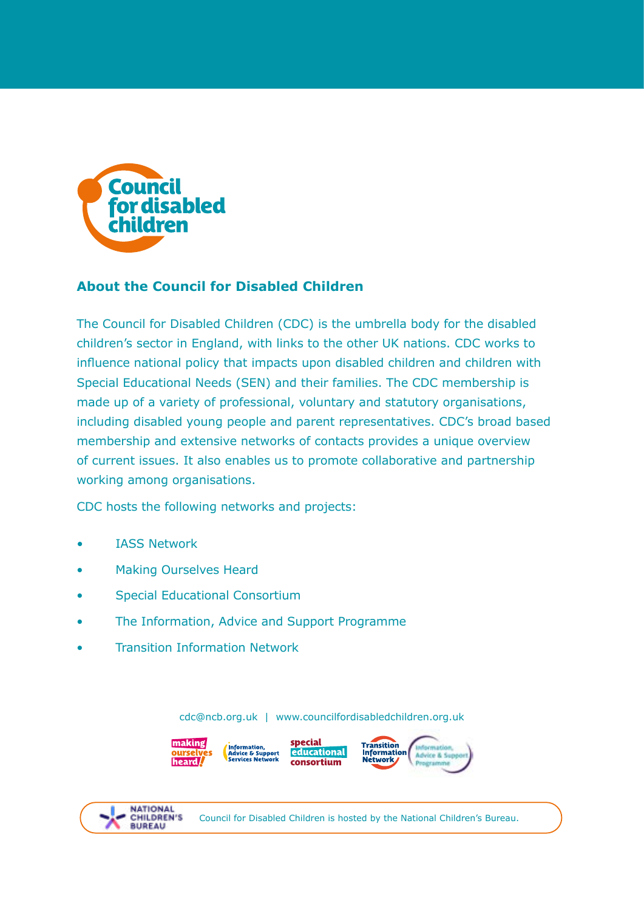## About the Council for Disabled Children

The Council for Disabled Children (CDC) is the umbrella body for the disabled children's sector in England, with links to the other UK nations. CDC works to influence national policy that impacts upon disabled children and children with Special Educational Needs (SEN) and their families. The CDC membership is made up of a variety of professional, voluntary and statutory organisations, including disabled young people and parent representatives. CDC's broad based membership and extensive networks of contacts provides a unique overview of current issues. It also enables us to promote collaborative and partnership working among organisations.

CDC hosts the following networks and projects:

- IASS Network
- Making Ourselves Heard
- Special Educational Consortium
- The Information, Advice and Support Programme
- Transition Information Network

cdc@ncb.org.uk | www.councilfordisabledchildren.org.uk

Council for Disabled Children is hosted by the National Children's Bureau.